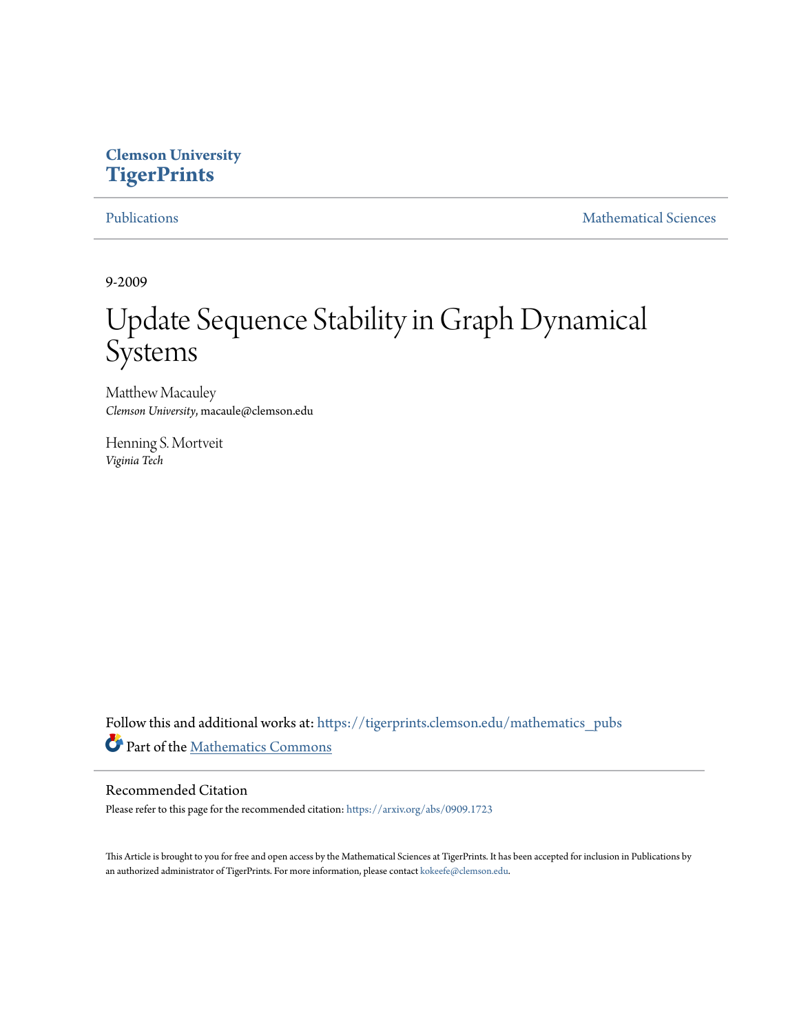Clemson University
**TigerPrints**

Publications | Mathematical Sciences

9-2009

# Update Sequence Stability in Graph Dynamical Systems

Matthew Macauley
*Clemson University*, macaule@clemson.edu

Henning S. Mortveit
*Viginia Tech*

Follow this and additional works at: https://tigerprints.clemson.edu/mathematics_pubs

Part of the Mathematics Commons

## Recommended Citation

Please refer to this page for the recommended citation: https://arxiv.org/abs/0909.1723

This Article is brought to you for free and open access by the Mathematical Sciences at TigerPrints. It has been accepted for inclusion in Publications by an authorized administrator of TigerPrints. For more information, please contact kokeefe@clemson.edu.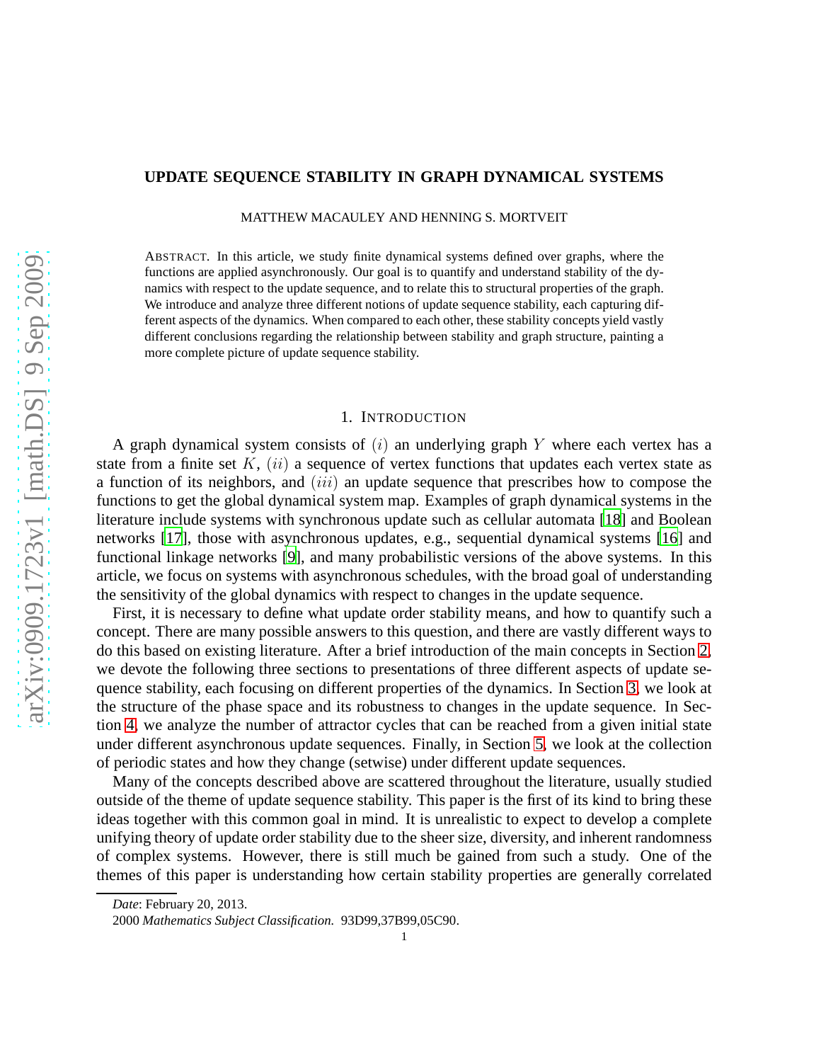# UPDATE SEQUENCE STABILITY IN GRAPH DYNAMICAL SYSTEMS

MATTHEW MACAULEY AND HENNING S. MORTVEIT

ABSTRACT. In this article, we study finite dynamical systems defined over graphs, where the functions are applied asynchronously. Our goal is to quantify and understand stability of the dynamics with respect to the update sequence, and to relate this to structural properties of the graph. We introduce and analyze three different notions of update sequence stability, each capturing different aspects of the dynamics. When compared to each other, these stability concepts yield vastly different conclusions regarding the relationship between stability and graph structure, painting a more complete picture of update sequence stability.

## 1. INTRODUCTION

A graph dynamical system consists of $(i)$ an underlying graph $Y$ where each vertex has a state from a finite set $K$, $(ii)$ a sequence of vertex functions that updates each vertex state as a function of its neighbors, and $(iii)$ an update sequence that prescribes how to compose the functions to get the global dynamical system map. Examples of graph dynamical systems in the literature include systems with synchronous update such as cellular automata [18] and Boolean networks [17], those with asynchronous updates, e.g., sequential dynamical systems [16] and functional linkage networks [9], and many probabilistic versions of the above systems. In this article, we focus on systems with asynchronous schedules, with the broad goal of understanding the sensitivity of the global dynamics with respect to changes in the update sequence.

First, it is necessary to define what update order stability means, and how to quantify such a concept. There are many possible answers to this question, and there are vastly different ways to do this based on existing literature. After a brief introduction of the main concepts in Section 2, we devote the following three sections to presentations of three different aspects of update sequence stability, each focusing on different properties of the dynamics. In Section 3, we look at the structure of the phase space and its robustness to changes in the update sequence. In Section 4, we analyze the number of attractor cycles that can be reached from a given initial state under different asynchronous update sequences. Finally, in Section 5, we look at the collection of periodic states and how they change (setwise) under different update sequences.

Many of the concepts described above are scattered throughout the literature, usually studied outside of the theme of update sequence stability. This paper is the first of its kind to bring these ideas together with this common goal in mind. It is unrealistic to expect to develop a complete unifying theory of update order stability due to the sheer size, diversity, and inherent randomness of complex systems. However, there is still much be gained from such a study. One of the themes of this paper is understanding how certain stability properties are generally correlated

---

*Date*: February 20, 2013.

2000 *Mathematics Subject Classification.* 93D99,37B99,05C90.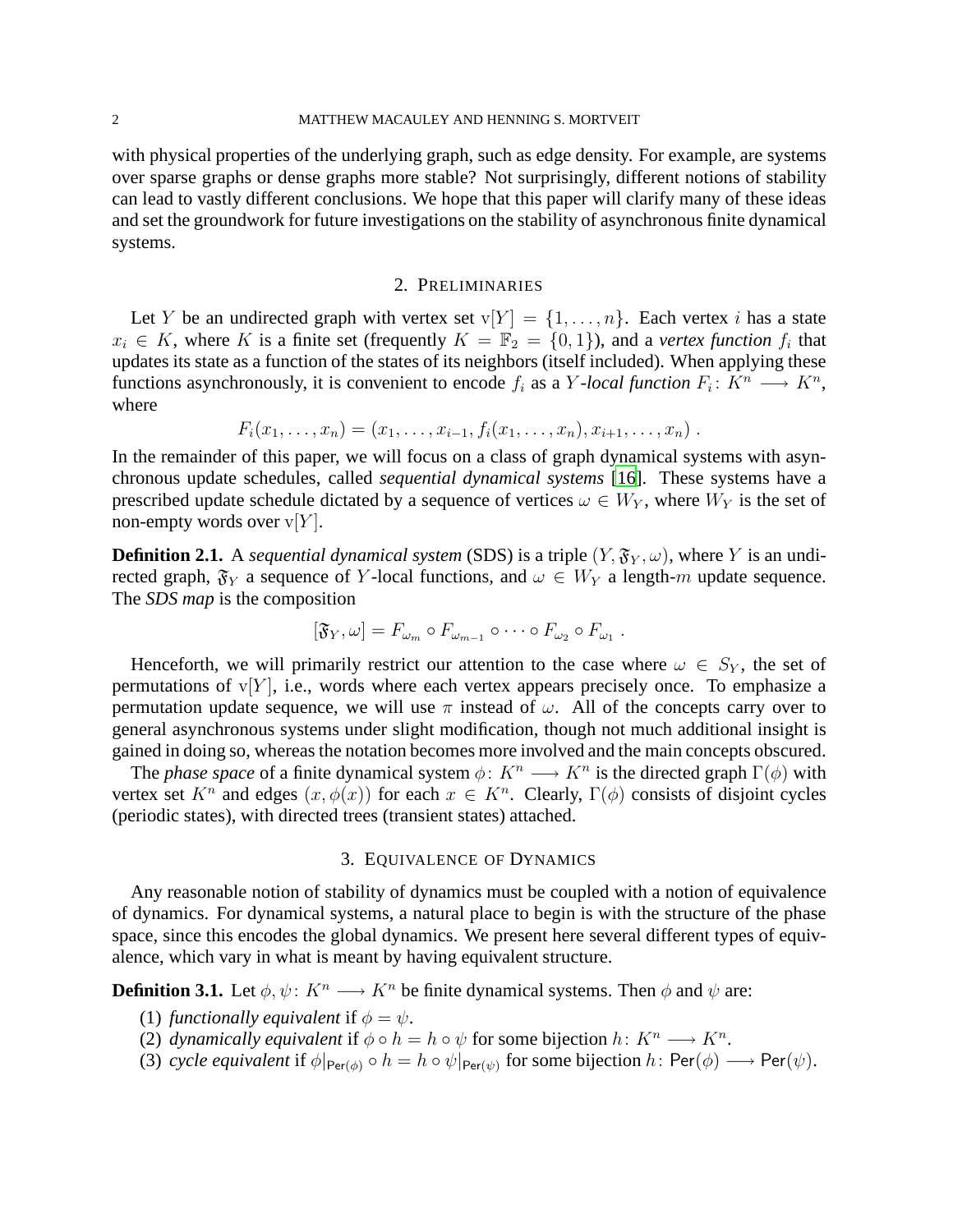with physical properties of the underlying graph, such as edge density. For example, are systems over sparse graphs or dense graphs more stable? Not surprisingly, different notions of stability can lead to vastly different conclusions. We hope that this paper will clarify many of these ideas and set the groundwork for future investigations on the stability of asynchronous finite dynamical systems.

## 2. Preliminaries

Let $Y$ be an undirected graph with vertex set $\mathrm{v}[Y] = \{1, \dots, n\}$. Each vertex $i$ has a state $x_i \in K$, where $K$ is a finite set (frequently $K = \mathbb{F}_2 = \{0, 1\}$), and a *vertex function* $f_i$ that updates its state as a function of the states of its neighbors (itself included). When applying these functions asynchronously, it is convenient to encode $f_i$ as a $Y$*-local function* $F_i \colon K^n \longrightarrow K^n$, where

$$F_i(x_1, \dots, x_n) = (x_1, \dots, x_{i-1}, f_i(x_1, \dots, x_n), x_{i+1}, \dots, x_n) \,.$$

In the remainder of this paper, we will focus on a class of graph dynamical systems with asynchronous update schedules, called *sequential dynamical systems* [16]. These systems have a prescribed update schedule dictated by a sequence of vertices $\omega \in W_Y$, where $W_Y$ is the set of non-empty words over $\mathrm{v}[Y]$.

**Definition 2.1.** A *sequential dynamical system* (SDS) is a triple $(Y, \mathfrak{F}_Y, \omega)$, where $Y$ is an undirected graph, $\mathfrak{F}_Y$ a sequence of $Y$-local functions, and $\omega \in W_Y$ a length-$m$ update sequence. The *SDS map* is the composition

$$[\mathfrak{F}_Y, \omega] = F_{\omega_m} \circ F_{\omega_{m-1}} \circ \cdots \circ F_{\omega_2} \circ F_{\omega_1} \,.$$

Henceforth, we will primarily restrict our attention to the case where $\omega \in S_Y$, the set of permutations of $\mathrm{v}[Y]$, i.e., words where each vertex appears precisely once. To emphasize a permutation update sequence, we will use $\pi$ instead of $\omega$. All of the concepts carry over to general asynchronous systems under slight modification, though not much additional insight is gained in doing so, whereas the notation becomes more involved and the main concepts obscured.

The *phase space* of a finite dynamical system $\phi \colon K^n \longrightarrow K^n$ is the directed graph $\Gamma(\phi)$ with vertex set $K^n$ and edges $(x, \phi(x))$ for each $x \in K^n$. Clearly, $\Gamma(\phi)$ consists of disjoint cycles (periodic states), with directed trees (transient states) attached.

## 3. Equivalence of Dynamics

Any reasonable notion of stability of dynamics must be coupled with a notion of equivalence of dynamics. For dynamical systems, a natural place to begin is with the structure of the phase space, since this encodes the global dynamics. We present here several different types of equivalence, which vary in what is meant by having equivalent structure.

**Definition 3.1.** Let $\phi, \psi \colon K^n \longrightarrow K^n$ be finite dynamical systems. Then $\phi$ and $\psi$ are:

1. *functionally equivalent* if $\phi = \psi$.
2. *dynamically equivalent* if $\phi \circ h = h \circ \psi$ for some bijection $h \colon K^n \longrightarrow K^n$.
3. *cycle equivalent* if $\phi|_{\mathsf{Per}(\phi)} \circ h = h \circ \psi|_{\mathsf{Per}(\psi)}$ for some bijection $h \colon \mathsf{Per}(\phi) \longrightarrow \mathsf{Per}(\psi)$.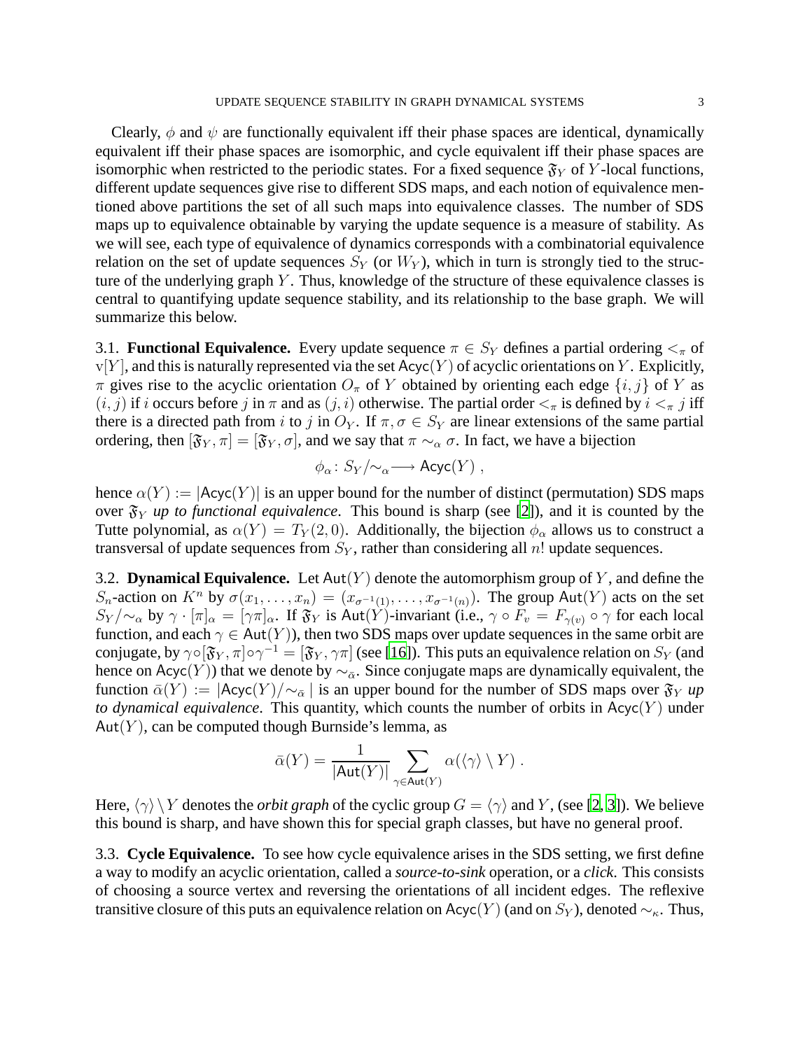Clearly, $\phi$ and $\psi$ are functionally equivalent iff their phase spaces are identical, dynamically equivalent iff their phase spaces are isomorphic, and cycle equivalent iff their phase spaces are isomorphic when restricted to the periodic states. For a fixed sequence $\mathfrak{F}_Y$ of $Y$-local functions, different update sequences give rise to different SDS maps, and each notion of equivalence mentioned above partitions the set of all such maps into equivalence classes. The number of SDS maps up to equivalence obtainable by varying the update sequence is a measure of stability. As we will see, each type of equivalence of dynamics corresponds with a combinatorial equivalence relation on the set of update sequences $S_Y$ (or $W_Y$), which in turn is strongly tied to the structure of the underlying graph $Y$. Thus, knowledge of the structure of these equivalence classes is central to quantifying update sequence stability, and its relationship to the base graph. We will summarize this below.

3.1. **Functional Equivalence.** Every update sequence $\pi \in S_Y$ defines a partial ordering $<_\pi$ of $\mathrm{v}[Y]$, and this is naturally represented via the set $\mathsf{Acyc}(Y)$ of acyclic orientations on $Y$. Explicitly, $\pi$ gives rise to the acyclic orientation $O_\pi$ of $Y$ obtained by orienting each edge $\{i, j\}$ of $Y$ as $(i, j)$ if $i$ occurs before $j$ in $\pi$ and as $(j, i)$ otherwise. The partial order $<_\pi$ is defined by $i <_\pi j$ iff there is a directed path from $i$ to $j$ in $O_Y$. If $\pi, \sigma \in S_Y$ are linear extensions of the same partial ordering, then $[\mathfrak{F}_Y, \pi] = [\mathfrak{F}_Y, \sigma]$, and we say that $\pi \sim_\alpha \sigma$. In fact, we have a bijection

$$\phi_\alpha \colon S_Y/{\sim_\alpha} \longrightarrow \mathsf{Acyc}(Y) \;,$$

hence $\alpha(Y) := |\mathsf{Acyc}(Y)|$ is an upper bound for the number of distinct (permutation) SDS maps over $\mathfrak{F}_Y$ *up to functional equivalence*. This bound is sharp (see [2]), and it is counted by the Tutte polynomial, as $\alpha(Y) = T_Y(2, 0)$. Additionally, the bijection $\phi_\alpha$ allows us to construct a transversal of update sequences from $S_Y$, rather than considering all $n!$ update sequences.

3.2. **Dynamical Equivalence.** Let $\mathsf{Aut}(Y)$ denote the automorphism group of $Y$, and define the $S_n$-action on $K^n$ by $\sigma(x_1, \ldots, x_n) = (x_{\sigma^{-1}(1)}, \ldots, x_{\sigma^{-1}(n)})$. The group $\mathsf{Aut}(Y)$ acts on the set $S_Y/{\sim_\alpha}$ by $\gamma \cdot [\pi]_\alpha = [\gamma\pi]_\alpha$. If $\mathfrak{F}_Y$ is $\mathsf{Aut}(Y)$-invariant (i.e., $\gamma \circ F_v = F_{\gamma(v)} \circ \gamma$ for each local function, and each $\gamma \in \mathsf{Aut}(Y)$), then two SDS maps over update sequences in the same orbit are conjugate, by $\gamma \circ [\mathfrak{F}_Y, \pi] \circ \gamma^{-1} = [\mathfrak{F}_Y, \gamma\pi]$ (see [16]). This puts an equivalence relation on $S_Y$ (and hence on $\mathsf{Acyc}(Y)$) that we denote by $\sim_{\bar{\alpha}}$. Since conjugate maps are dynamically equivalent, the function $\bar{\alpha}(Y) := |\mathsf{Acyc}(Y)/{\sim_{\bar{\alpha}}}|$ is an upper bound for the number of SDS maps over $\mathfrak{F}_Y$ *up to dynamical equivalence*. This quantity, which counts the number of orbits in $\mathsf{Acyc}(Y)$ under $\mathsf{Aut}(Y)$, can be computed though Burnside's lemma, as

$$\bar{\alpha}(Y) = \frac{1}{|\mathsf{Aut}(Y)|} \sum_{\gamma \in \mathsf{Aut}(Y)} \alpha(\langle\gamma\rangle \setminus Y) \;.$$

Here, $\langle\gamma\rangle \setminus Y$ denotes the *orbit graph* of the cyclic group $G = \langle\gamma\rangle$ and $Y$, (see [2, 3]). We believe this bound is sharp, and have shown this for special graph classes, but have no general proof.

3.3. **Cycle Equivalence.** To see how cycle equivalence arises in the SDS setting, we first define a way to modify an acyclic orientation, called a *source-to-sink* operation, or a *click*. This consists of choosing a source vertex and reversing the orientations of all incident edges. The reflexive transitive closure of this puts an equivalence relation on $\mathsf{Acyc}(Y)$ (and on $S_Y$), denoted $\sim_\kappa$. Thus,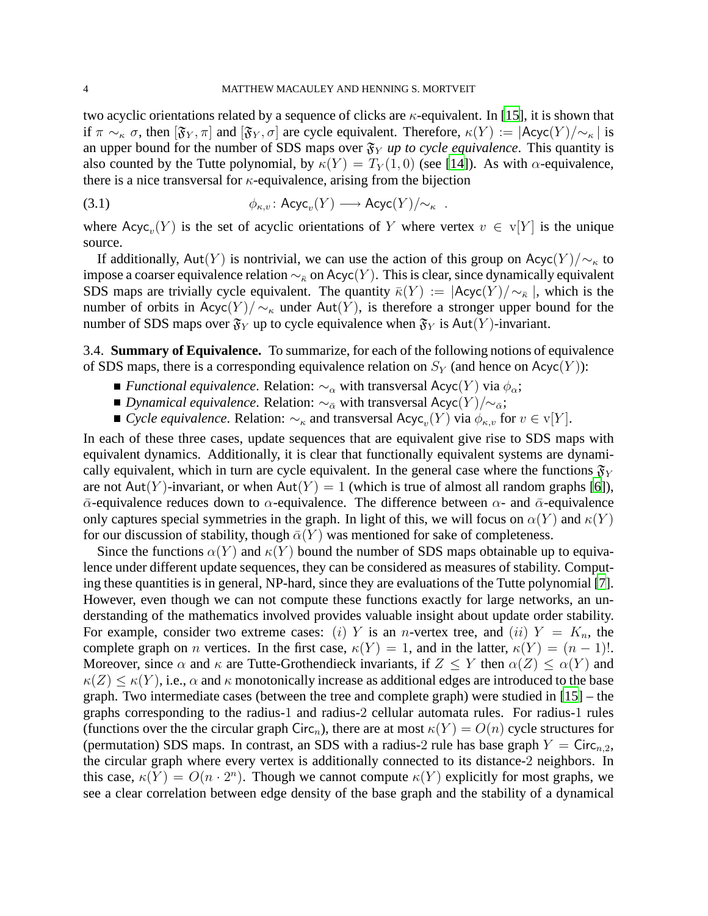two acyclic orientations related by a sequence of clicks are $\kappa$-equivalent. In [15], it is shown that if $\pi \sim_\kappa \sigma$, then $[\mathfrak{F}_Y, \pi]$ and $[\mathfrak{F}_Y, \sigma]$ are cycle equivalent. Therefore, $\kappa(Y) := |\mathsf{Acyc}(Y)/{\sim_\kappa}|$ is an upper bound for the number of SDS maps over $\mathfrak{F}_Y$ *up to cycle equivalence*. This quantity is also counted by the Tutte polynomial, by $\kappa(Y) = T_Y(1, 0)$ (see [14]). As with $\alpha$-equivalence, there is a nice transversal for $\kappa$-equivalence, arising from the bijection

$$\phi_{\kappa,v} \colon \mathsf{Acyc}_v(Y) \longrightarrow \mathsf{Acyc}(Y)/{\sim_\kappa} \ . \tag{3.1}$$

where $\mathsf{Acyc}_v(Y)$ is the set of acyclic orientations of $Y$ where vertex $v \in \mathrm{v}[Y]$ is the unique source.

If additionally, $\mathsf{Aut}(Y)$ is nontrivial, we can use the action of this group on $\mathsf{Acyc}(Y)/{\sim_\kappa}$ to impose a coarser equivalence relation $\sim_{\bar{\kappa}}$ on $\mathsf{Acyc}(Y)$. This is clear, since dynamically equivalent SDS maps are trivially cycle equivalent. The quantity $\bar{\kappa}(Y) := |\mathsf{Acyc}(Y)/{\sim_{\bar{\kappa}}}|$, which is the number of orbits in $\mathsf{Acyc}(Y)/{\sim_\kappa}$ under $\mathsf{Aut}(Y)$, is therefore a stronger upper bound for the number of SDS maps over $\mathfrak{F}_Y$ up to cycle equivalence when $\mathfrak{F}_Y$ is $\mathsf{Aut}(Y)$-invariant.

3.4. **Summary of Equivalence.** To summarize, for each of the following notions of equivalence of SDS maps, there is a corresponding equivalence relation on $S_Y$ (and hence on $\mathsf{Acyc}(Y)$):

- *Functional equivalence*. Relation: $\sim_\alpha$ with transversal $\mathsf{Acyc}(Y)$ via $\phi_\alpha$;
- *Dynamical equivalence*. Relation: $\sim_{\bar{\alpha}}$ with transversal $\mathsf{Acyc}(Y)/{\sim_{\bar{\alpha}}}$;
- *Cycle equivalence*. Relation: $\sim_\kappa$ and transversal $\mathsf{Acyc}_v(Y)$ via $\phi_{\kappa,v}$ for $v \in \mathrm{v}[Y]$.

In each of these three cases, update sequences that are equivalent give rise to SDS maps with equivalent dynamics. Additionally, it is clear that functionally equivalent systems are dynamically equivalent, which in turn are cycle equivalent. In the general case where the functions $\mathfrak{F}_Y$ are not $\mathsf{Aut}(Y)$-invariant, or when $\mathsf{Aut}(Y) = 1$ (which is true of almost all random graphs [6]), $\bar{\alpha}$-equivalence reduces down to $\alpha$-equivalence. The difference between $\alpha$- and $\bar{\alpha}$-equivalence only captures special symmetries in the graph. In light of this, we will focus on $\alpha(Y)$ and $\kappa(Y)$ for our discussion of stability, though $\bar{\alpha}(Y)$ was mentioned for sake of completeness.

Since the functions $\alpha(Y)$ and $\kappa(Y)$ bound the number of SDS maps obtainable up to equivalence under different update sequences, they can be considered as measures of stability. Computing these quantities is in general, NP-hard, since they are evaluations of the Tutte polynomial [7]. However, even though we can not compute these functions exactly for large networks, an understanding of the mathematics involved provides valuable insight about update order stability. For example, consider two extreme cases: $(i)$ $Y$ is an $n$-vertex tree, and $(ii)$ $Y = K_n$, the complete graph on $n$ vertices. In the first case, $\kappa(Y) = 1$, and in the latter, $\kappa(Y) = (n-1)!$. Moreover, since $\alpha$ and $\kappa$ are Tutte-Grothendieck invariants, if $Z \leq Y$ then $\alpha(Z) \leq \alpha(Y)$ and $\kappa(Z) \leq \kappa(Y)$, i.e., $\alpha$ and $\kappa$ monotonically increase as additional edges are introduced to the base graph. Two intermediate cases (between the tree and complete graph) were studied in [15] – the graphs corresponding to the radius-1 and radius-2 cellular automata rules. For radius-1 rules (functions over the the circular graph $\mathsf{Circ}_n$), there are at most $\kappa(Y) = O(n)$ cycle structures for (permutation) SDS maps. In contrast, an SDS with a radius-2 rule has base graph $Y = \mathsf{Circ}_{n,2}$, the circular graph where every vertex is additionally connected to its distance-2 neighbors. In this case, $\kappa(Y) = O(n \cdot 2^n)$. Though we cannot compute $\kappa(Y)$ explicitly for most graphs, we see a clear correlation between edge density of the base graph and the stability of a dynamical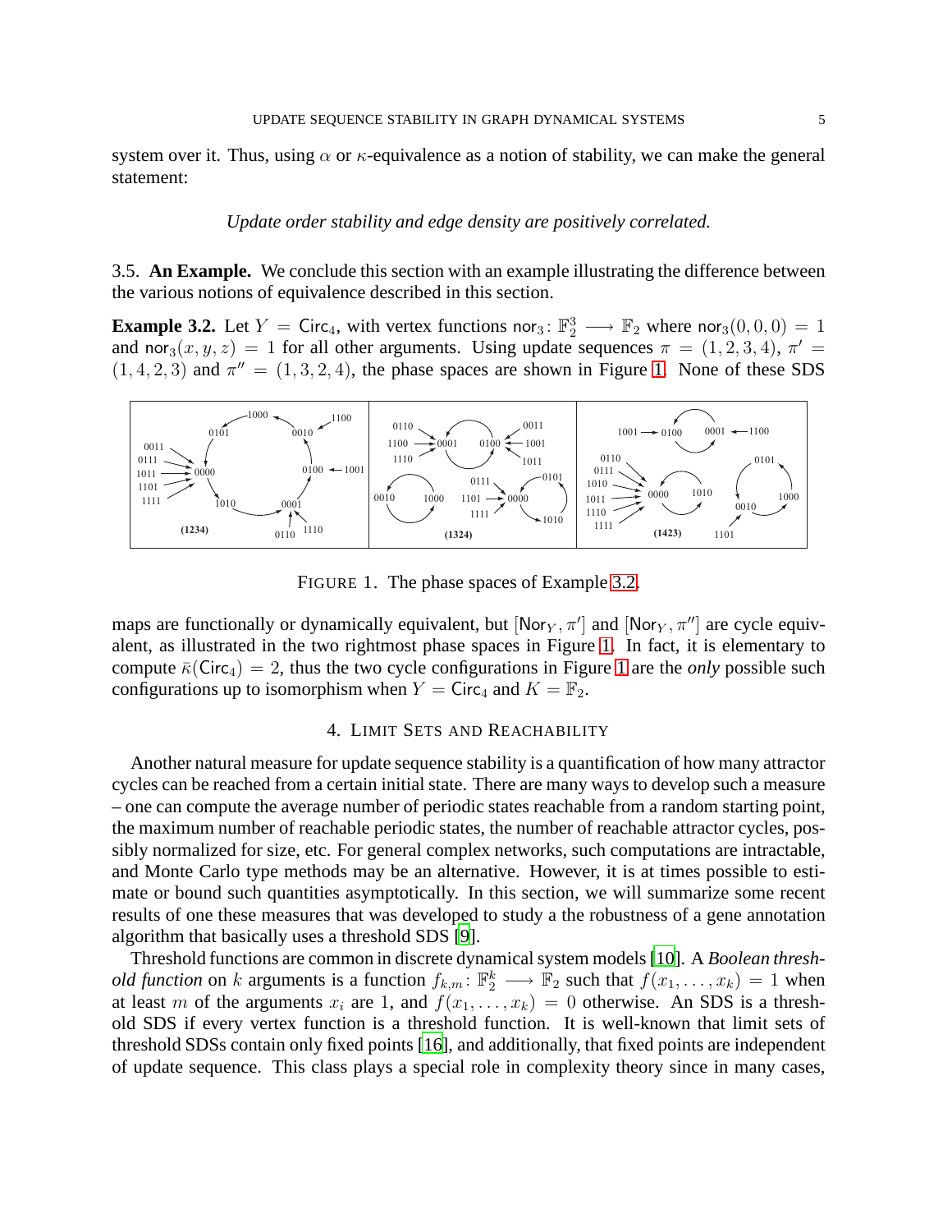system over it. Thus, using $\alpha$ or $\kappa$-equivalence as a notion of stability, we can make the general statement:

*Update order stability and edge density are positively correlated.*

### 3.5. An Example.

We conclude this section with an example illustrating the difference between the various notions of equivalence described in this section.

**Example 3.2.** Let $Y = \mathsf{Circ}_4$, with vertex functions $\mathsf{nor}_3\colon \mathbb{F}_2^3 \longrightarrow \mathbb{F}_2$ where $\mathsf{nor}_3(0,0,0) = 1$ and $\mathsf{nor}_3(x,y,z) = 1$ for all other arguments. Using update sequences $\pi = (1,2,3,4)$, $\pi' = (1,4,2,3)$ and $\pi'' = (1,3,2,4)$, the phase spaces are shown in Figure 1. None of these SDS maps are functionally or dynamically equivalent, but $[\mathsf{Nor}_Y, \pi']$ and $[\mathsf{Nor}_Y, \pi'']$ are cycle equivalent, as illustrated in the two rightmost phase spaces in Figure 1. In fact, it is elementary to compute $\bar{\kappa}(\mathsf{Circ}_4) = 2$, thus the two cycle configurations in Figure 1 are the *only* possible such configurations up to isomorphism when $Y = \mathsf{Circ}_4$ and $K = \mathbb{F}_2$.

FIGURE 1. The phase spaces of Example 3.2.

## 4. Limit Sets and Reachability

Another natural measure for update sequence stability is a quantification of how many attractor cycles can be reached from a certain initial state. There are many ways to develop such a measure – one can compute the average number of periodic states reachable from a random starting point, the maximum number of reachable periodic states, the number of reachable attractor cycles, possibly normalized for size, etc. For general complex networks, such computations are intractable, and Monte Carlo type methods may be an alternative. However, it is at times possible to estimate or bound such quantities asymptotically. In this section, we will summarize some recent results of one these measures that was developed to study a the robustness of a gene annotation algorithm that basically uses a threshold SDS [9].

Threshold functions are common in discrete dynamical system models [10]. A *Boolean threshold function* on $k$ arguments is a function $f_{k,m}\colon \mathbb{F}_2^k \longrightarrow \mathbb{F}_2$ such that $f(x_1,\ldots,x_k) = 1$ when at least $m$ of the arguments $x_i$ are 1, and $f(x_1,\ldots,x_k) = 0$ otherwise. An SDS is a threshold SDS if every vertex function is a threshold function. It is well-known that limit sets of threshold SDSs contain only fixed points [16], and additionally, that fixed points are independent of update sequence. This class plays a special role in complexity theory since in many cases,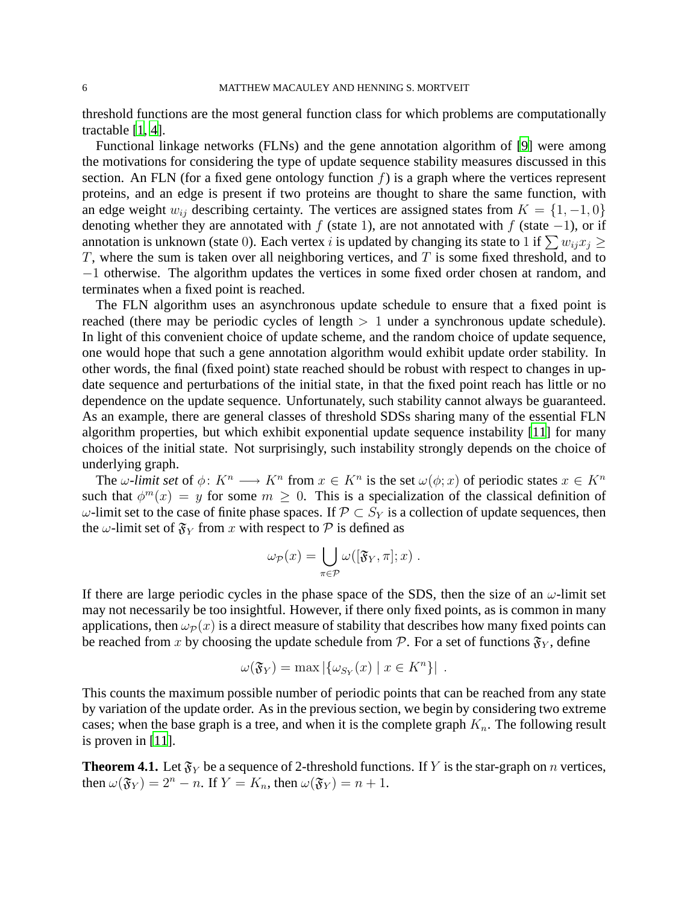threshold functions are the most general function class for which problems are computationally tractable [1, 4].

Functional linkage networks (FLNs) and the gene annotation algorithm of [9] were among the motivations for considering the type of update sequence stability measures discussed in this section. An FLN (for a fixed gene ontology function $f$) is a graph where the vertices represent proteins, and an edge is present if two proteins are thought to share the same function, with an edge weight $w_{ij}$ describing certainty. The vertices are assigned states from $K = \{1, -1, 0\}$ denoting whether they are annotated with $f$ (state 1), are not annotated with $f$ (state $-1$), or if annotation is unknown (state 0). Each vertex $i$ is updated by changing its state to 1 if $\sum w_{ij} x_j \geq T$, where the sum is taken over all neighboring vertices, and $T$ is some fixed threshold, and to $-1$ otherwise. The algorithm updates the vertices in some fixed order chosen at random, and terminates when a fixed point is reached.

The FLN algorithm uses an asynchronous update schedule to ensure that a fixed point is reached (there may be periodic cycles of length $> 1$ under a synchronous update schedule). In light of this convenient choice of update scheme, and the random choice of update sequence, one would hope that such a gene annotation algorithm would exhibit update order stability. In other words, the final (fixed point) state reached should be robust with respect to changes in update sequence and perturbations of the initial state, in that the fixed point reach has little or no dependence on the update sequence. Unfortunately, such stability cannot always be guaranteed. As an example, there are general classes of threshold SDSs sharing many of the essential FLN algorithm properties, but which exhibit exponential update sequence instability [11] for many choices of the initial state. Not surprisingly, such instability strongly depends on the choice of underlying graph.

The *$\omega$-limit set* of $\phi\colon K^n \longrightarrow K^n$ from $x \in K^n$ is the set $\omega(\phi; x)$ of periodic states $x \in K^n$ such that $\phi^m(x) = y$ for some $m \geq 0$. This is a specialization of the classical definition of $\omega$-limit set to the case of finite phase spaces. If $\mathcal{P} \subset S_Y$ is a collection of update sequences, then the $\omega$-limit set of $\mathfrak{F}_Y$ from $x$ with respect to $\mathcal{P}$ is defined as

$$\omega_{\mathcal{P}}(x) = \bigcup_{\pi \in \mathcal{P}} \omega([\mathfrak{F}_Y, \pi]; x) \ .$$

If there are large periodic cycles in the phase space of the SDS, then the size of an $\omega$-limit set may not necessarily be too insightful. However, if there only fixed points, as is common in many applications, then $\omega_{\mathcal{P}}(x)$ is a direct measure of stability that describes how many fixed points can be reached from $x$ by choosing the update schedule from $\mathcal{P}$. For a set of functions $\mathfrak{F}_Y$, define

$$\omega(\mathfrak{F}_Y) = \max |\{\omega_{S_Y}(x) \mid x \in K^n\}| \ .$$

This counts the maximum possible number of periodic points that can be reached from any state by variation of the update order. As in the previous section, we begin by considering two extreme cases; when the base graph is a tree, and when it is the complete graph $K_n$. The following result is proven in [11].

**Theorem 4.1.** Let $\mathfrak{F}_Y$ be a sequence of 2-threshold functions. If $Y$ is the star-graph on $n$ vertices, then $\omega(\mathfrak{F}_Y) = 2^n - n$. If $Y = K_n$, then $\omega(\mathfrak{F}_Y) = n + 1$.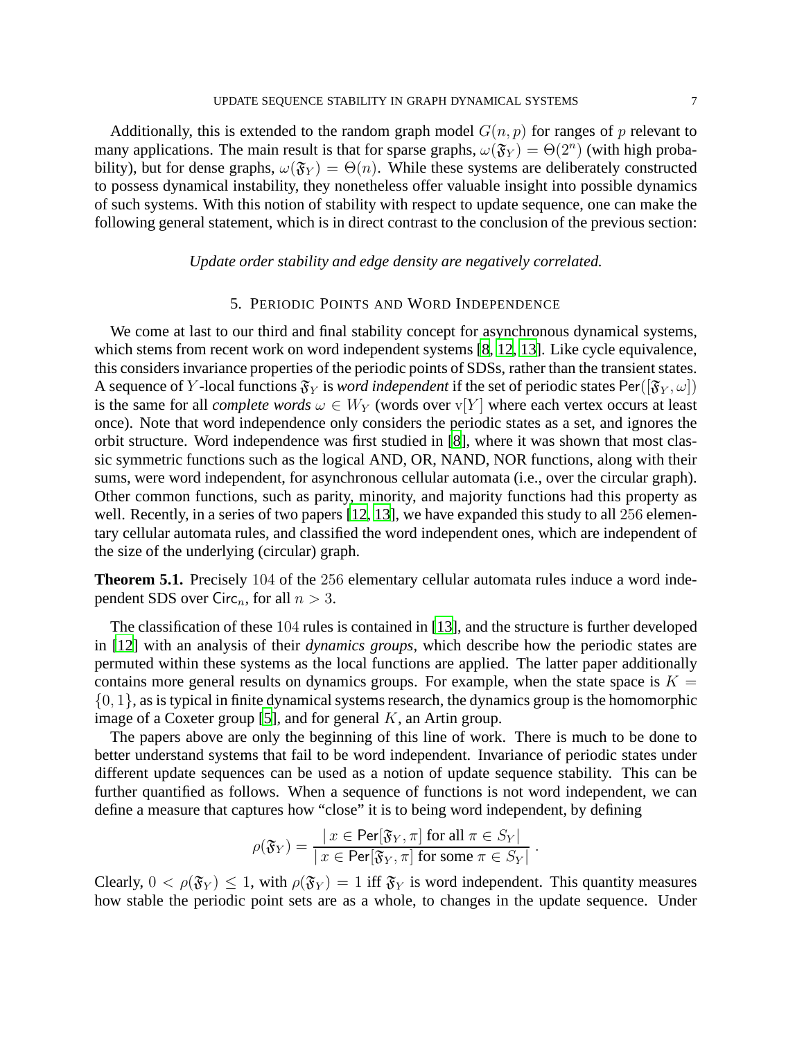Additionally, this is extended to the random graph model $G(n,p)$ for ranges of $p$ relevant to many applications. The main result is that for sparse graphs, $\omega(\mathfrak{F}_Y) = \Theta(2^n)$ (with high probability), but for dense graphs, $\omega(\mathfrak{F}_Y) = \Theta(n)$. While these systems are deliberately constructed to possess dynamical instability, they nonetheless offer valuable insight into possible dynamics of such systems. With this notion of stability with respect to update sequence, one can make the following general statement, which is in direct contrast to the conclusion of the previous section:

*Update order stability and edge density are negatively correlated.*

## 5. Periodic Points and Word Independence

We come at last to our third and final stability concept for asynchronous dynamical systems, which stems from recent work on word independent systems [8, 12, 13]. Like cycle equivalence, this considers invariance properties of the periodic points of SDSs, rather than the transient states. A sequence of $Y$-local functions $\mathfrak{F}_Y$ is *word independent* if the set of periodic states $\mathsf{Per}([\mathfrak{F}_Y, \omega])$ is the same for all *complete words* $\omega \in W_Y$ (words over $\mathrm{v}[Y]$ where each vertex occurs at least once). Note that word independence only considers the periodic states as a set, and ignores the orbit structure. Word independence was first studied in [8], where it was shown that most classic symmetric functions such as the logical AND, OR, NAND, NOR functions, along with their sums, were word independent, for asynchronous cellular automata (i.e., over the circular graph). Other common functions, such as parity, minority, and majority functions had this property as well. Recently, in a series of two papers [12, 13], we have expanded this study to all $256$ elementary cellular automata rules, and classified the word independent ones, which are independent of the size of the underlying (circular) graph.

**Theorem 5.1.** Precisely $104$ of the $256$ elementary cellular automata rules induce a word independent SDS over $\mathsf{Circ}_n$, for all $n > 3$.

The classification of these $104$ rules is contained in [13], and the structure is further developed in [12] with an analysis of their *dynamics groups*, which describe how the periodic states are permuted within these systems as the local functions are applied. The latter paper additionally contains more general results on dynamics groups. For example, when the state space is $K = \{0,1\}$, as is typical in finite dynamical systems research, the dynamics group is the homomorphic image of a Coxeter group [5], and for general $K$, an Artin group.

The papers above are only the beginning of this line of work. There is much to be done to better understand systems that fail to be word independent. Invariance of periodic states under different update sequences can be used as a notion of update sequence stability. This can be further quantified as follows. When a sequence of functions is not word independent, we can define a measure that captures how "close" it is to being word independent, by defining

$$\rho(\mathfrak{F}_Y) = \frac{|\, x \in \mathsf{Per}[\mathfrak{F}_Y, \pi] \text{ for all } \pi \in S_Y|}{|\, x \in \mathsf{Per}[\mathfrak{F}_Y, \pi] \text{ for some } \pi \in S_Y|}\,.$$

Clearly, $0 < \rho(\mathfrak{F}_Y) \leq 1$, with $\rho(\mathfrak{F}_Y) = 1$ iff $\mathfrak{F}_Y$ is word independent. This quantity measures how stable the periodic point sets are as a whole, to changes in the update sequence. Under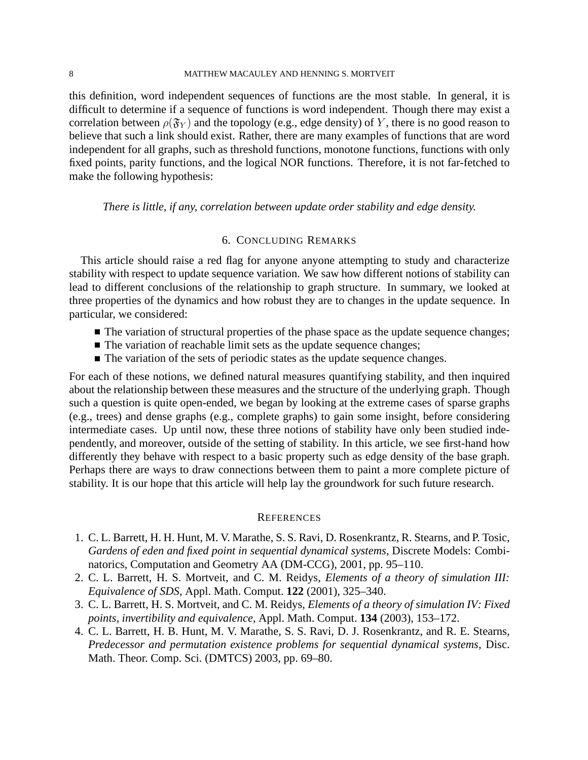this definition, word independent sequences of functions are the most stable. In general, it is difficult to determine if a sequence of functions is word independent. Though there may exist a correlation between $\rho(\mathfrak{F}_Y)$ and the topology (e.g., edge density) of $Y$, there is no good reason to believe that such a link should exist. Rather, there are many examples of functions that are word independent for all graphs, such as threshold functions, monotone functions, functions with only fixed points, parity functions, and the logical NOR functions. Therefore, it is not far-fetched to make the following hypothesis:

*There is little, if any, correlation between update order stability and edge density.*

## 6. Concluding Remarks

This article should raise a red flag for anyone anyone attempting to study and characterize stability with respect to update sequence variation. We saw how different notions of stability can lead to different conclusions of the relationship to graph structure. In summary, we looked at three properties of the dynamics and how robust they are to changes in the update sequence. In particular, we considered:

- The variation of structural properties of the phase space as the update sequence changes;
- The variation of reachable limit sets as the update sequence changes;
- The variation of the sets of periodic states as the update sequence changes.

For each of these notions, we defined natural measures quantifying stability, and then inquired about the relationship between these measures and the structure of the underlying graph. Though such a question is quite open-ended, we began by looking at the extreme cases of sparse graphs (e.g., trees) and dense graphs (e.g., complete graphs) to gain some insight, before considering intermediate cases. Up until now, these three notions of stability have only been studied independently, and moreover, outside of the setting of stability. In this article, we see first-hand how differently they behave with respect to a basic property such as edge density of the base graph. Perhaps there are ways to draw connections between them to paint a more complete picture of stability. It is our hope that this article will help lay the groundwork for such future research.

## References

1. C. L. Barrett, H. H. Hunt, M. V. Marathe, S. S. Ravi, D. Rosenkrantz, R. Stearns, and P. Tosic, *Gardens of eden and fixed point in sequential dynamical systems*, Discrete Models: Combinatorics, Computation and Geometry AA (DM-CCG), 2001, pp. 95–110.
2. C. L. Barrett, H. S. Mortveit, and C. M. Reidys, *Elements of a theory of simulation III: Equivalence of SDS*, Appl. Math. Comput. **122** (2001), 325–340.
3. C. L. Barrett, H. S. Mortveit, and C. M. Reidys, *Elements of a theory of simulation IV: Fixed points, invertibility and equivalence*, Appl. Math. Comput. **134** (2003), 153–172.
4. C. L. Barrett, H. B. Hunt, M. V. Marathe, S. S. Ravi, D. J. Rosenkrantz, and R. E. Stearns, *Predecessor and permutation existence problems for sequential dynamical systems*, Disc. Math. Theor. Comp. Sci. (DMTCS) 2003, pp. 69–80.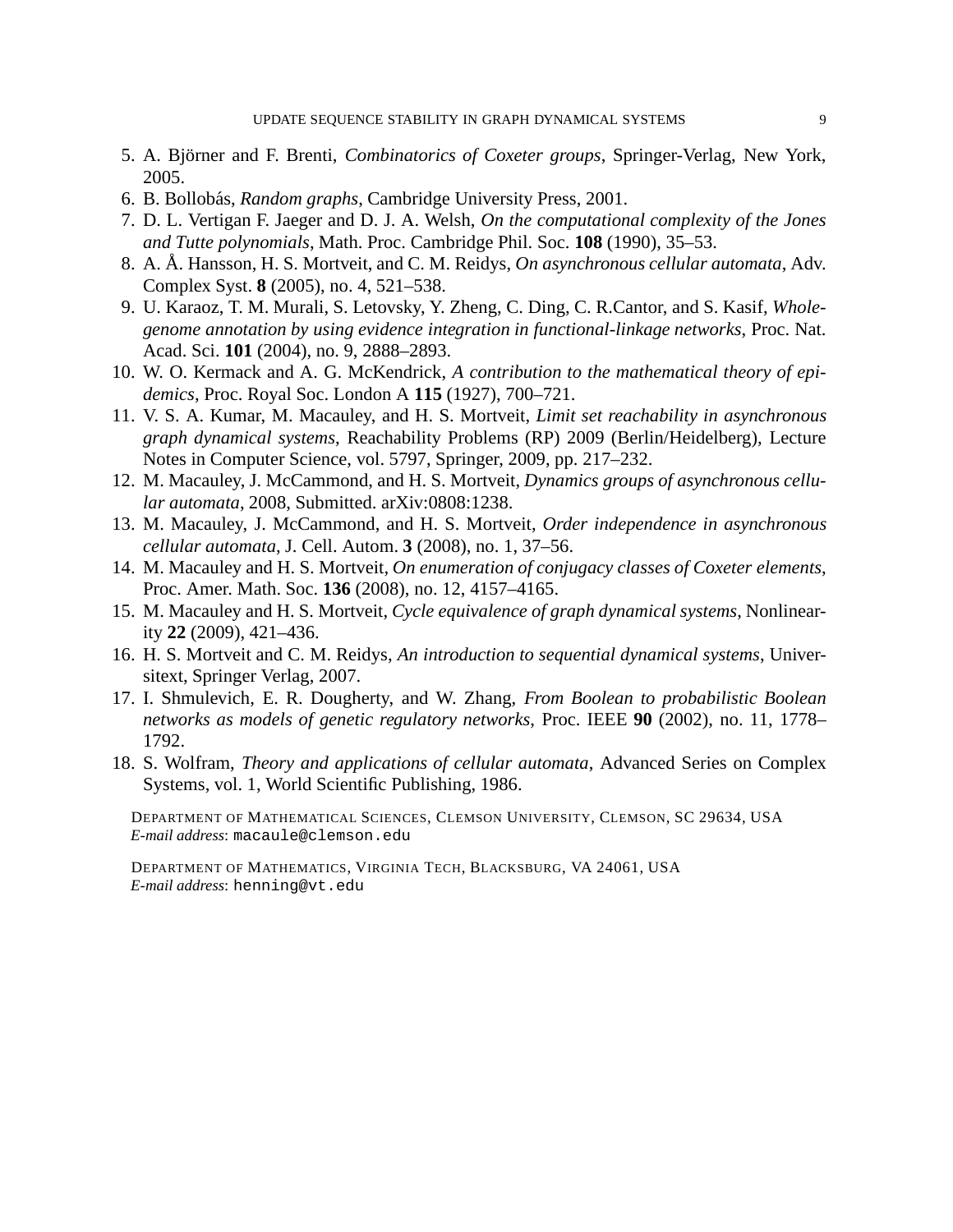5. A. Björner and F. Brenti, *Combinatorics of Coxeter groups*, Springer-Verlag, New York, 2005.
6. B. Bollobás, *Random graphs*, Cambridge University Press, 2001.
7. D. L. Vertigan F. Jaeger and D. J. A. Welsh, *On the computational complexity of the Jones and Tutte polynomials*, Math. Proc. Cambridge Phil. Soc. **108** (1990), 35–53.
8. A. Å. Hansson, H. S. Mortveit, and C. M. Reidys, *On asynchronous cellular automata*, Adv. Complex Syst. **8** (2005), no. 4, 521–538.
9. U. Karaoz, T. M. Murali, S. Letovsky, Y. Zheng, C. Ding, C. R.Cantor, and S. Kasif, *Whole-genome annotation by using evidence integration in functional-linkage networks*, Proc. Nat. Acad. Sci. **101** (2004), no. 9, 2888–2893.
10. W. O. Kermack and A. G. McKendrick, *A contribution to the mathematical theory of epidemics*, Proc. Royal Soc. London A **115** (1927), 700–721.
11. V. S. A. Kumar, M. Macauley, and H. S. Mortveit, *Limit set reachability in asynchronous graph dynamical systems*, Reachability Problems (RP) 2009 (Berlin/Heidelberg), Lecture Notes in Computer Science, vol. 5797, Springer, 2009, pp. 217–232.
12. M. Macauley, J. McCammond, and H. S. Mortveit, *Dynamics groups of asynchronous cellular automata*, 2008, Submitted. arXiv:0808:1238.
13. M. Macauley, J. McCammond, and H. S. Mortveit, *Order independence in asynchronous cellular automata*, J. Cell. Autom. **3** (2008), no. 1, 37–56.
14. M. Macauley and H. S. Mortveit, *On enumeration of conjugacy classes of Coxeter elements*, Proc. Amer. Math. Soc. **136** (2008), no. 12, 4157–4165.
15. M. Macauley and H. S. Mortveit, *Cycle equivalence of graph dynamical systems*, Nonlinearity **22** (2009), 421–436.
16. H. S. Mortveit and C. M. Reidys, *An introduction to sequential dynamical systems*, Universitext, Springer Verlag, 2007.
17. I. Shmulevich, E. R. Dougherty, and W. Zhang, *From Boolean to probabilistic Boolean networks as models of genetic regulatory networks*, Proc. IEEE **90** (2002), no. 11, 1778–1792.
18. S. Wolfram, *Theory and applications of cellular automata*, Advanced Series on Complex Systems, vol. 1, World Scientific Publishing, 1986.

DEPARTMENT OF MATHEMATICAL SCIENCES, CLEMSON UNIVERSITY, CLEMSON, SC 29634, USA
*E-mail address*: macaule@clemson.edu

DEPARTMENT OF MATHEMATICS, VIRGINIA TECH, BLACKSBURG, VA 24061, USA
*E-mail address*: henning@vt.edu